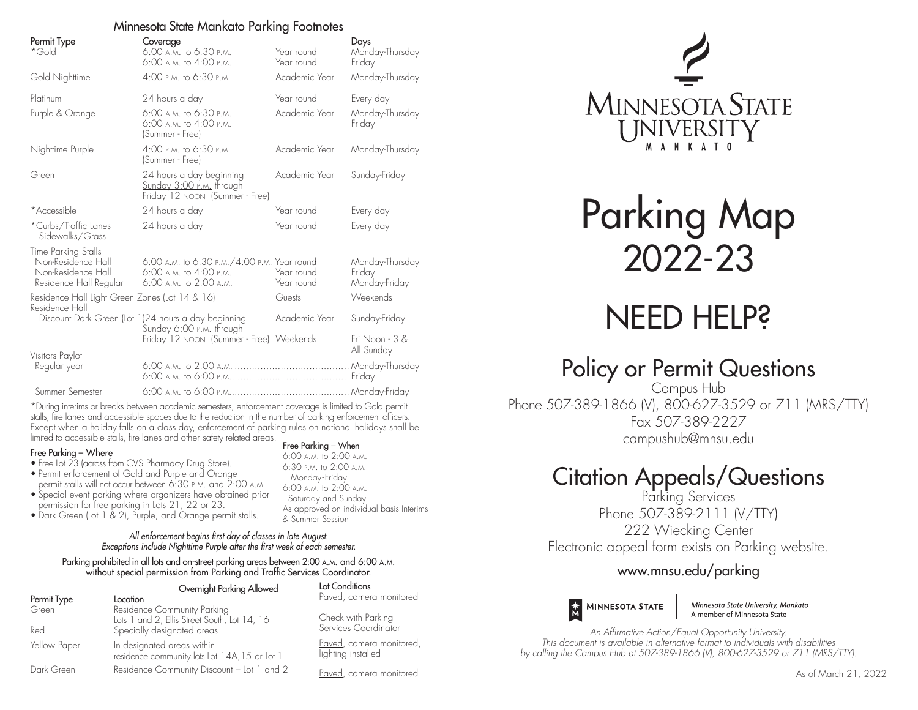## Minnesota State Mankato Parking Footnotes

| Permit Type | Coverage | | Days |
|---|---|---|---|
| *Gold | 6:00 A.M. to 6:30 P.M.<br>6:00 A.M. to 4:00 P.M. | Year round<br>Year round | Monday-Thursday<br>Friday |
| Gold Nighttime | 4:00 P.M. to 6:30 P.M. | Academic Year | Monday-Thursday |
| Platinum | 24 hours a day | Year round | Every day |
| Purple & Orange | 6:00 A.M. to 6:30 P.M.<br>6:00 A.M. to 4:00 P.M.<br>(Summer - Free) | Academic Year | Monday-Thursday<br>Friday |
| Nighttime Purple | 4:00 P.M. to 6:30 P.M.<br>(Summer - Free) | Academic Year | Monday-Thursday |
| Green | 24 hours a day beginning Sunday 3:00 P.M. through Friday 12 NOON (Summer - Free) | Academic Year | Sunday-Friday |
| *Accessible | 24 hours a day | Year round | Every day |
| *Curbs/Traffic Lanes Sidewalks/Grass | 24 hours a day | Year round | Every day |
| Time Parking Stalls<br>Non-Residence Hall<br>Non-Residence Hall<br>Residence Hall Regular | <br>6:00 A.M. to 6:30 P.M./4:00 P.M.<br>6:00 A.M. to 4:00 P.M.<br>6:00 A.M. to 2:00 A.M. | <br>Year round<br>Year round<br>Year round | <br>Monday-Thursday<br>Friday<br>Monday-Friday |
| Residence Hall Light Green Zones (Lot 14 & 16) | | Guests | Weekends |
| Residence Hall<br>Discount Dark Green (Lot 1) | 24 hours a day beginning Sunday 6:00 P.M. through Friday 12 NOON (Summer - Free) | Academic Year<br>Weekends | Sunday-Friday<br>Fri Noon - 3 & All Sunday |
| Visitors Paylot<br>Regular year | <br>6:00 A.M. to 2:00 A.M.<br>6:00 A.M. to 6:00 P.M. | | <br>Monday-Thursday<br>Friday |
| Summer Semester | 6:00 A.M. to 6:00 P.M. | | Monday-Friday |

*During interims or breaks between academic semesters, enforcement coverage is limited to Gold permit stalls, fire lanes and accessible spaces due to the reduction in the number of parking enforcement officers. Except when a holiday falls on a class day, enforcement of parking rules on national holidays shall be limited to accessible stalls, fire lanes and other safety related areas.

**Free Parking – Where**

- Free Lot 23 (across from CVS Pharmacy Drug Store).
- Permit enforcement of Gold and Purple and Orange permit stalls will not occur between 6:30 P.M. and 2:00 A.M.
- Special event parking where organizers have obtained prior permission for free parking in Lots 21, 22 or 23.
- Dark Green (Lot 1 & 2), Purple, and Orange permit stalls.

**Free Parking – When**

6:00 A.M. to 2:00 A.M.
6:30 P.M. to 2:00 A.M.
Monday-Friday
6:00 A.M. to 2:00 A.M.
Saturday and Sunday
As approved on individual basis Interims & Summer Session

*All enforcement begins first day of classes in late August.*
*Exceptions include Nighttime Purple after the first week of each semester.*

Parking prohibited in all lots and on-street parking areas between 2:00 A.M. and 6:00 A.M. without special permission from Parking and Traffic Services Coordinator.

| Permit Type | Overnight Parking Allowed<br>Location | Lot Conditions |
|---|---|---|
| | | Paved, camera monitored |
| Green | Residence Community Parking<br>Lots 1 and 2, Ellis Street South, Lot 14, 16 | |
| Red | Specially designated areas | Check with Parking Services Coordinator |
| Yellow Paper | In designated areas within residence community lots Lot 14A,15 or Lot 1 | Paved, camera monitored, lighting installed |
| Dark Green | Residence Community Discount – Lot 1 and 2 | Paved, camera monitored |

MINNESOTA STATE UNIVERSITY MANKATO

# Parking Map 2022-23

# NEED HELP?

## Policy or Permit Questions

Campus Hub
Phone 507-389-1866 (V), 800-627-3529 or 711 (MRS/TTY)
Fax 507-389-2227
campushub@mnsu.edu

## Citation Appeals/Questions

Parking Services
Phone 507-389-2111 (V/TTY)
222 Wiecking Center
Electronic appeal form exists on Parking website.

**www.mnsu.edu/parking**

MINNESOTA STATE | *Minnesota State University, Mankato* A member of Minnesota State

*An Affirmative Action/Equal Opportunity University.*
*This document is available in alternative format to individuals with disabilities by calling the Campus Hub at 507-389-1866 (V), 800-627-3529 or 711 (MRS/TTY).*

As of March 21, 2022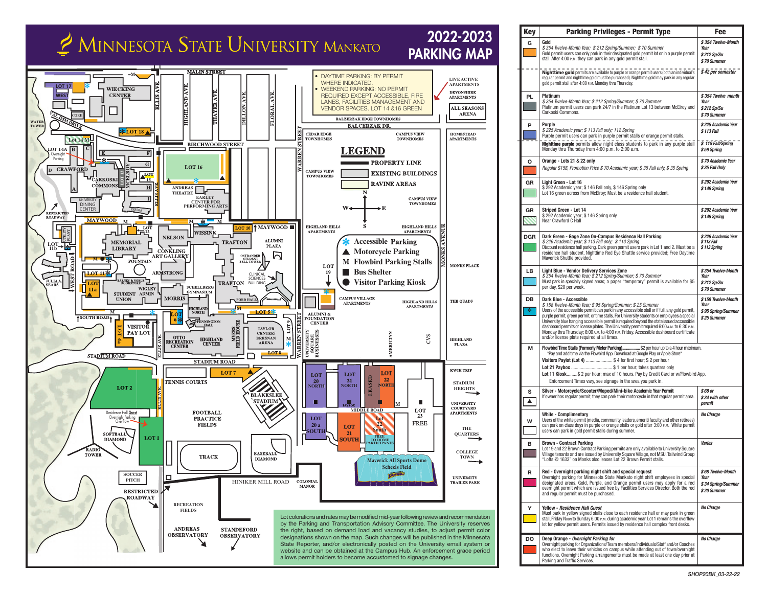# Minnesota State University Mankato

# 2022-2023 PARKING MAP

- DAYTIME PARKING: BY PERMIT WHERE INDICATED.
- WEEKEND PARKING: NO PERMIT REQUIRED EXCEPT ACCESSIBLE, FIRE LANES, FACILITIES MANAGEMENT AND VENDOR SPACES. LOT 14 &16 GREEN

## LEGEND

- PROPERTY LINE
- EXISTING BUILDINGS
- RAVINE AREAS
- ✱ Accessible Parking
- ▲ Motorcycle Parking
- M Flowbird Parking Stalls
- ■ Bus Shelter
- ● Visitor Parking Kiosk

Lot colorations and rates may be modified mid-year following review and recommendation by the Parking and Transportation Advisory Committee. The University reserves the right, based on demand load and vacancy studies, to adjust permit color designations shown on the map. Such changes will be published in the Minnesota State Reporter, and/or electronically posted on the University email system or website and can be obtained at the Campus Hub. An enforcement grace period allows permit holders to become accustomed to signage changes.

| Key | Parking Privileges - Permit Type | Fee |
|---|---|---|
| G | **Gold** *$ 354 Twelve-Month Year; $ 212 Spring/Summer; $ 70 Summer* Gold permit users can only park in their designated gold permit lot or in a purple permit stall. After 4:00 P.M. they can park in any gold permit stall. | *$ 354 Twelve-Month Year* *$ 212 Sp/Su* *$ 70 Summer* |
| | **Nighttime gold** permits are available to purple or orange permit users (both an individual's regular permit and nighttime gold must be purchased). Nighttime gold may park in any regular gold permit stall after 4:00 P.M. Monday thru Thursday. | *$ 42 per semester* |
| PL | **Platinum** *$ 354 Twelve-Month Year; $ 212 Spring/Summer; $ 70 Summer* Platinum permit users can park 24/7 in the Platinum Lot 13 between McElroy and Carkoski Commons. | *$ 354 Twelve month Year* *$ 212 Sp/Su* *$ 70 Summer* |
| P | **Purple** *$ 225 Academic year; $ 113 Fall only; 112 Spring* Purple permit users can park in purple permit stalls or orange permit stalls. | *$ 225 Academic Year* *$ 113 Fall* |
| | **Nighttime purple** permits allow night class students to park in any purple stall Monday thru Thursday from 4:00 p.m. to 2:00 a.m. | *$ 118 Fall/Spring* *$ 59 Spring* |
| O | **Orange - Lots 21 & 22 only** *Regular $158, Promotion Price $ 70 Academic year; $ 35 Fall only, $ 35 Spring* | *$ 70 Academic Year* *$ 35 Fall Only* |
| GR | **Light Green - Lot 16** $ 292 Academic year; $ 146 Fall only, $ 146 Spring only Lot 16 green across from McElroy; Must be a residence hall student. | *$ 292 Academic Year* *$ 146 Spring* |
| GR | **Striped Green - Lot 14** $ 292 Academic year; $ 146 Spring only Near Crawford C Hall | *$ 292 Academic Year* *$ 146 Spring* |
| DGR | **Dark Green - Gage Zone On-Campus Residence Hall Parking** *$ 226 Academic year; $ 113 Fall only; $ 113 Spring* Discount residence hall parking. Dark green permit users park in Lot 1 and 2. Must be a residence hall student. Nighttime Red Eye Shuttle service provided; Free Daytime Maverick Shuttle provided. | *$ 226 Academic Year* *$ 113 Fall* *$ 113 Spring* |
| LB | **Light Blue - Vendor Delivery Services Zone** *$ 354 Twelve-Month Year; $ 212 Spring/Summer; $ 70 Summer* Must park in specially signed areas; a paper "temporary" permit is available for $5 per day, $20 per week. | *$ 354 Twelve-Month Year* *$ 212 Sp/Su* *$ 70 Summer* |
| DB | **Dark Blue - Accessible** *$ 158 Twelve-Month Year; $ 95 Spring/Summer; $ 25 Summer* Users of the accessible permit can park in any accessible stall or if full, any gold permit, purple permit, green permit, or time stalls. For University students or employees a special University blue hanging accessible permit is required beyond the state issued accessible dashboard permits or license plates. The University permit required 6:00 A.M. to 6:30 P.M. Monday thru Thursday; 6:00 A.M. to 4:00 P.M. Friday. Accessible dashboard certificate and/or license plate required at all times. | *$ 158 Twelve-Month Year* *$ 95 Spring/Summer* *$ 25 Summer* |
| M | **Flowbird Time Stalls (Formerly Meter Parking)**................ $2 per hour up to a 4 hour maximum. *Pay and add time via the Flowbird App. Download at Google Play or Apple Store* **Visitors Paylot (Lot 4)** ...................... $ 4 for first hour; $ 2 per hour **Lot 21 Paybox** .................................. $ 1 per hour; takes quarters only **Lot 11 Kiosk**.........$ 2 per hour; max of 10 hours. Pay by Credit Card or w/Flowbird App. Enforcement Times vary, see signage in the area you park in. | |
| S | **Silver - Motorcycle/Scooter/Moped/Mini-bike Academic Year Permit** If owner has regular permit, they can park their motorcycle in that regular permit area. | *$ 68 or* *$ 34 with other permit* |
| W | **White - Complimentary** Users of the white permit (media, community leaders, emeriti faculty and other retirees) can park on class days in purple or orange stalls or gold after 3:00 P.M. White permit users can park in gold permit stalls during summer. | *No Charge* |
| B | **Brown - Contract Parking** Lot 19 and 22 Brown Contract Parking permits are only available to University Square Village tenants and are issued by University Square Village, not MSU. Tailwind Group "Lofts @ 1633" on Monks also leases Lot 22 Brown Permit stalls. | *Varies* |
| R | **Red - Overnight parking night shift and special request** Overnight parking for Minnesota State Mankato night shift employees in specified designated areas. Gold, Purple, and Orange permit users may apply for a red overnight permit which are issued free by Facilities Services Director. Both the red and regular permit must be purchased. | *$ 68 Twelve-Month Year* *$ 34 Spring/Summer* *$ 20 Summer* |
| Y | **Yellow - *Residence Hall Guest*** Must park in yellow signed stalls close to each residence hall or may park in green stall, Friday NOON to Sunday 6:00 P.M. during academic year. Lot 1 remains the overflow lot for yellow permit users. Permits issued by residence hall complex front desks. | *No Charge* |
| DO | **Deep Orange - *Overnight Parking for*** Overnight parking for Organizations/Team members/Individuals/Staff and/or Coaches who elect to leave their vehicles on campus while attending out of town/overnight functions. Overnight Parking arrangements must be made at least one day prior at Parking and Traffic Services. | *No Charge* |

SHOP20BK_03-22-22